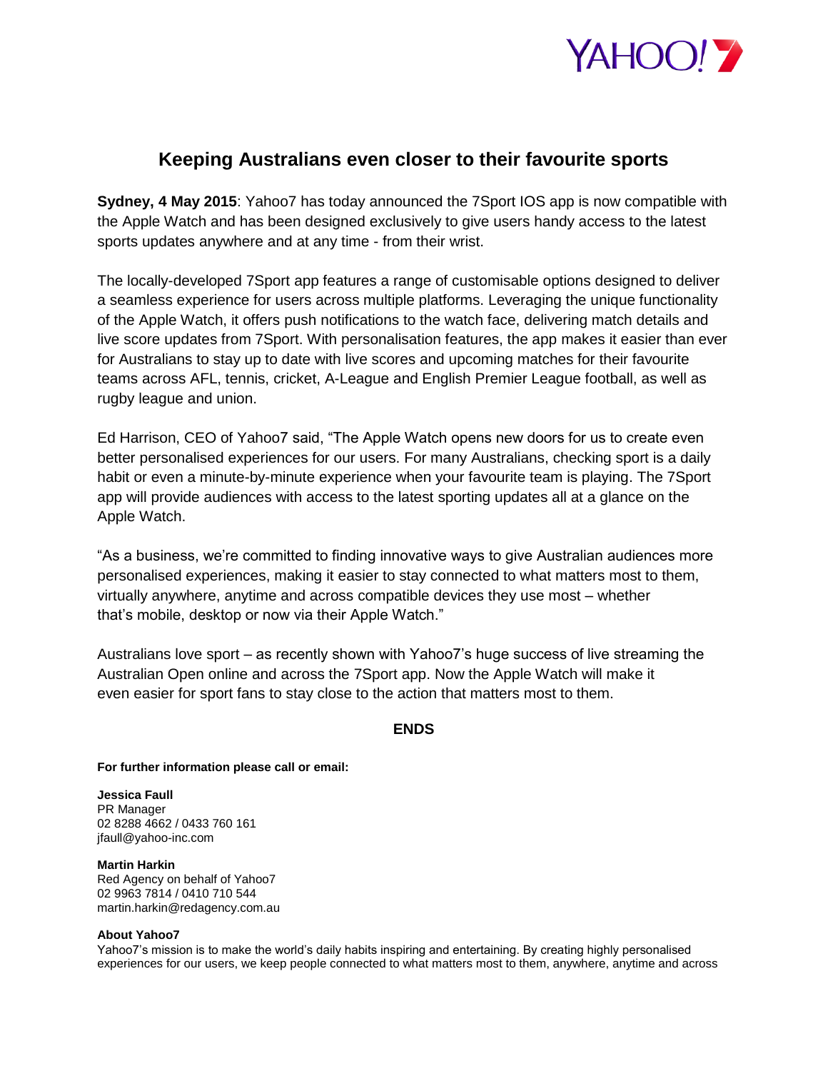# Keeping Australians even closer to their favourite sports

**Sydney, 4 May 2015**: Yahoo7 has today announced the 7Sport IOS app is now compatible with the Apple Watch and has been designed exclusively to give users handy access to the latest sports updates anywhere and at any time - from their wrist.

The locally-developed 7Sport app features a range of customisable options designed to deliver a seamless experience for users across multiple platforms. Leveraging the unique functionality of the Apple Watch, it offers push notifications to the watch face, delivering match details and live score updates from 7Sport. With personalisation features, the app makes it easier than ever for Australians to stay up to date with live scores and upcoming matches for their favourite teams across AFL, tennis, cricket, A-League and English Premier League football, as well as rugby league and union.

Ed Harrison, CEO of Yahoo7 said, "The Apple Watch opens new doors for us to create even better personalised experiences for our users. For many Australians, checking sport is a daily habit or even a minute-by-minute experience when your favourite team is playing. The 7Sport app will provide audiences with access to the latest sporting updates all at a glance on the Apple Watch.

"As a business, we're committed to finding innovative ways to give Australian audiences more personalised experiences, making it easier to stay connected to what matters most to them, virtually anywhere, anytime and across compatible devices they use most – whether that's mobile, desktop or now via their Apple Watch."

Australians love sport – as recently shown with Yahoo7's huge success of live streaming the Australian Open online and across the 7Sport app. Now the Apple Watch will make it even easier for sport fans to stay close to the action that matters most to them.

**ENDS**

**For further information please call or email:**

**Jessica Faull**
PR Manager
02 8288 4662 / 0433 760 161
jfaull@yahoo-inc.com

**Martin Harkin**
Red Agency on behalf of Yahoo7
02 9963 7814 / 0410 710 544
martin.harkin@redagency.com.au

**About Yahoo7**
Yahoo7's mission is to make the world's daily habits inspiring and entertaining. By creating highly personalised experiences for our users, we keep people connected to what matters most to them, anywhere, anytime and across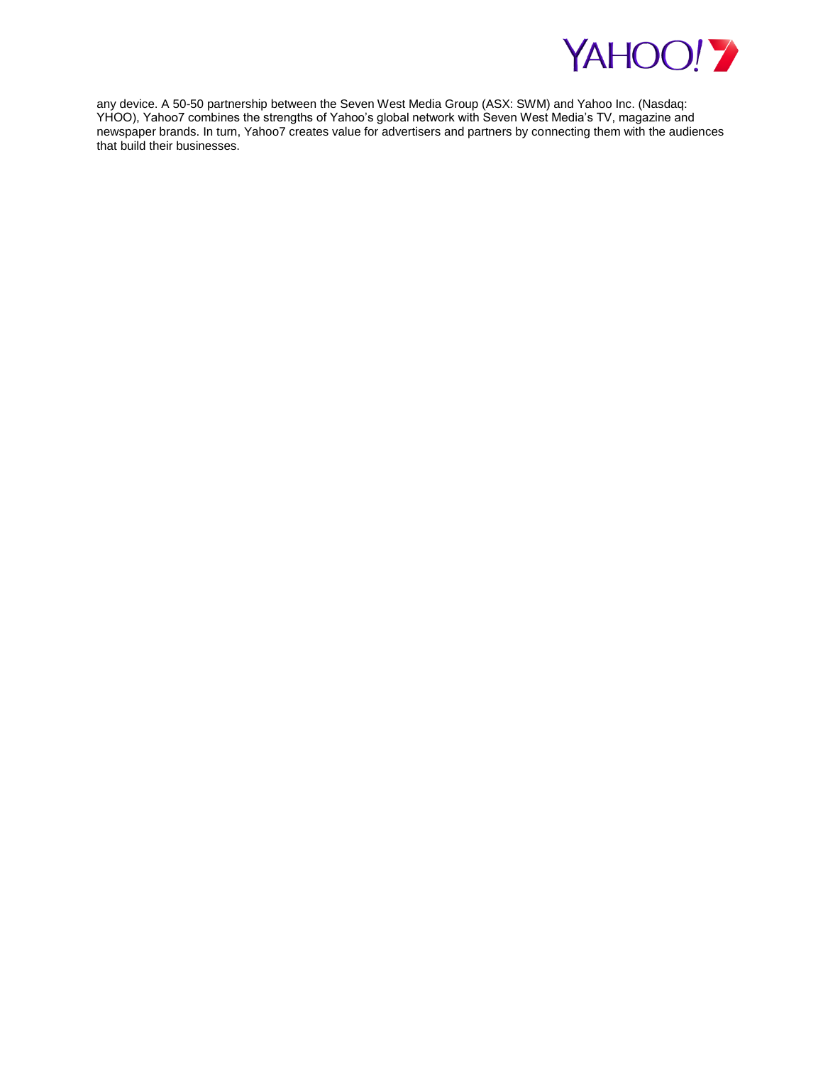any device. A 50-50 partnership between the Seven West Media Group (ASX: SWM) and Yahoo Inc. (Nasdaq: YHOO), Yahoo7 combines the strengths of Yahoo's global network with Seven West Media's TV, magazine and newspaper brands. In turn, Yahoo7 creates value for advertisers and partners by connecting them with the audiences that build their businesses.